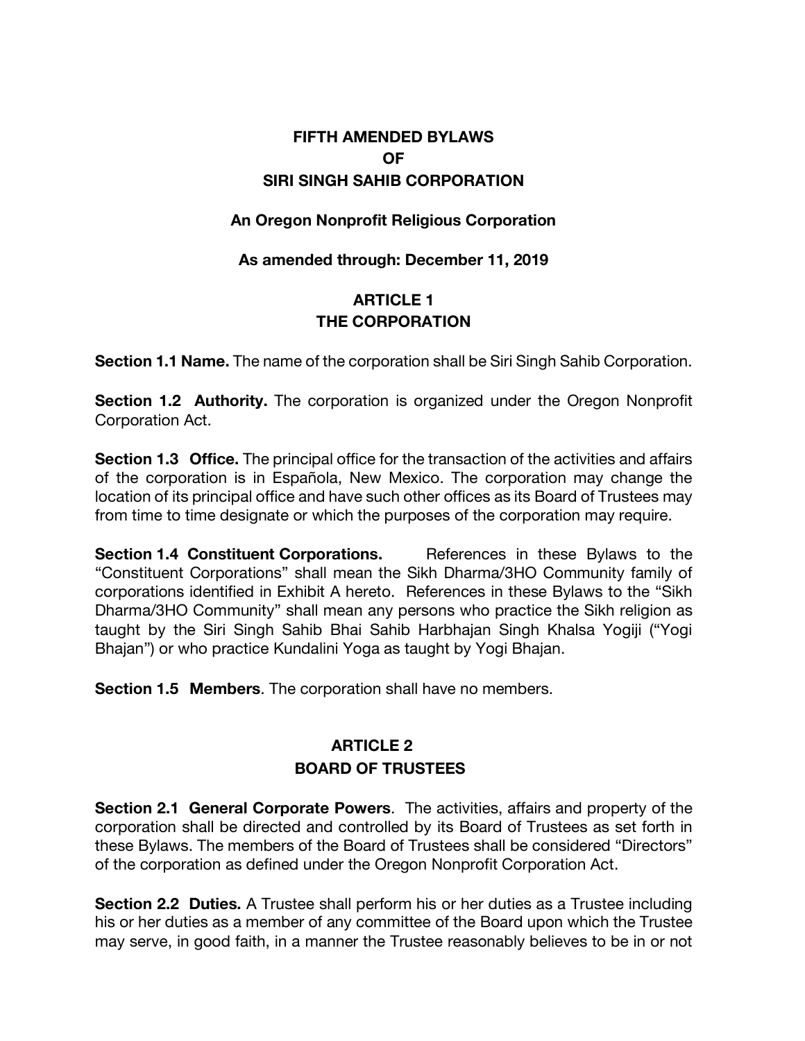# FIFTH AMENDED BYLAWS OF SIRI SINGH SAHIB CORPORATION

**An Oregon Nonprofit Religious Corporation**

**As amended through: December 11, 2019**

## ARTICLE 1
## THE CORPORATION

**Section 1.1 Name.** The name of the corporation shall be Siri Singh Sahib Corporation.

**Section 1.2 Authority.** The corporation is organized under the Oregon Nonprofit Corporation Act.

**Section 1.3 Office.** The principal office for the transaction of the activities and affairs of the corporation is in Española, New Mexico. The corporation may change the location of its principal office and have such other offices as its Board of Trustees may from time to time designate or which the purposes of the corporation may require.

**Section 1.4 Constituent Corporations.** References in these Bylaws to the "Constituent Corporations" shall mean the Sikh Dharma/3HO Community family of corporations identified in Exhibit A hereto. References in these Bylaws to the "Sikh Dharma/3HO Community" shall mean any persons who practice the Sikh religion as taught by the Siri Singh Sahib Bhai Sahib Harbhajan Singh Khalsa Yogiji ("Yogi Bhajan") or who practice Kundalini Yoga as taught by Yogi Bhajan.

**Section 1.5 Members**. The corporation shall have no members.

## ARTICLE 2
## BOARD OF TRUSTEES

**Section 2.1 General Corporate Powers**. The activities, affairs and property of the corporation shall be directed and controlled by its Board of Trustees as set forth in these Bylaws. The members of the Board of Trustees shall be considered "Directors" of the corporation as defined under the Oregon Nonprofit Corporation Act.

**Section 2.2 Duties.** A Trustee shall perform his or her duties as a Trustee including his or her duties as a member of any committee of the Board upon which the Trustee may serve, in good faith, in a manner the Trustee reasonably believes to be in or not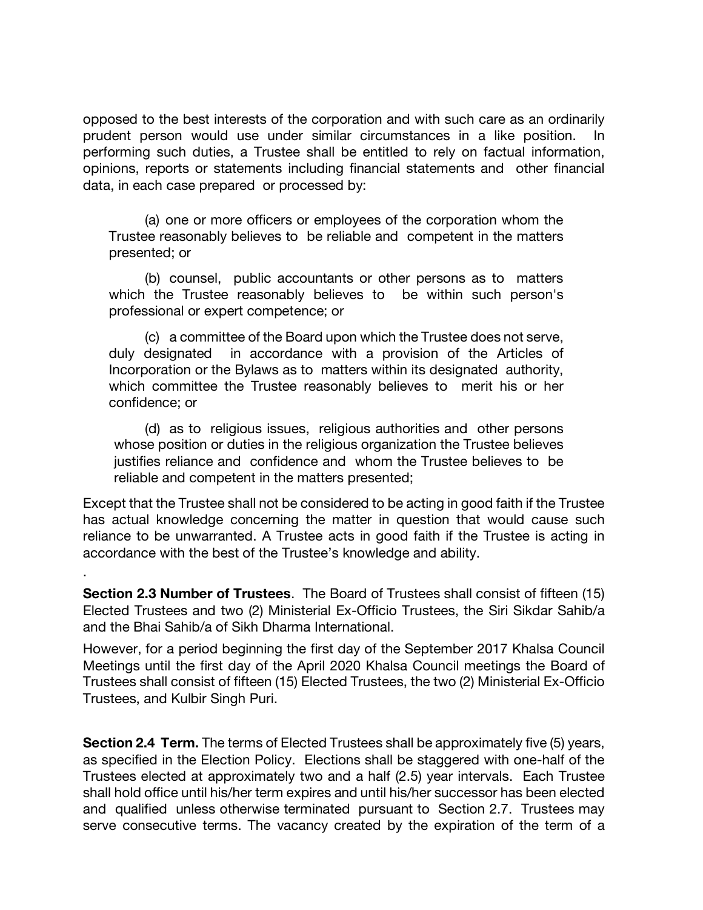opposed to the best interests of the corporation and with such care as an ordinarily prudent person would use under similar circumstances in a like position. In performing such duties, a Trustee shall be entitled to rely on factual information, opinions, reports or statements including financial statements and other financial data, in each case prepared or processed by:

(a) one or more officers or employees of the corporation whom the Trustee reasonably believes to be reliable and competent in the matters presented; or

(b) counsel, public accountants or other persons as to matters which the Trustee reasonably believes to be within such person's professional or expert competence; or

(c) a committee of the Board upon which the Trustee does not serve, duly designated in accordance with a provision of the Articles of Incorporation or the Bylaws as to matters within its designated authority, which committee the Trustee reasonably believes to merit his or her confidence; or

(d) as to religious issues, religious authorities and other persons whose position or duties in the religious organization the Trustee believes justifies reliance and confidence and whom the Trustee believes to be reliable and competent in the matters presented;

Except that the Trustee shall not be considered to be acting in good faith if the Trustee has actual knowledge concerning the matter in question that would cause such reliance to be unwarranted. A Trustee acts in good faith if the Trustee is acting in accordance with the best of the Trustee's knowledge and ability.

.

**Section 2.3 Number of Trustees**. The Board of Trustees shall consist of fifteen (15) Elected Trustees and two (2) Ministerial Ex-Officio Trustees, the Siri Sikdar Sahib/a and the Bhai Sahib/a of Sikh Dharma International.

However, for a period beginning the first day of the September 2017 Khalsa Council Meetings until the first day of the April 2020 Khalsa Council meetings the Board of Trustees shall consist of fifteen (15) Elected Trustees, the two (2) Ministerial Ex-Officio Trustees, and Kulbir Singh Puri.

**Section 2.4 Term.** The terms of Elected Trustees shall be approximately five (5) years, as specified in the Election Policy. Elections shall be staggered with one-half of the Trustees elected at approximately two and a half (2.5) year intervals. Each Trustee shall hold office until his/her term expires and until his/her successor has been elected and qualified unless otherwise terminated pursuant to Section 2.7. Trustees may serve consecutive terms. The vacancy created by the expiration of the term of a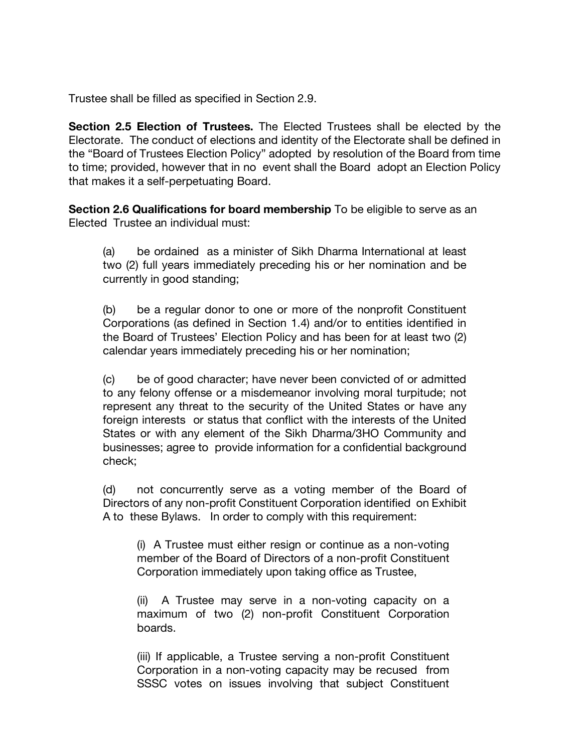Trustee shall be filled as specified in Section 2.9.

**Section 2.5 Election of Trustees.** The Elected Trustees shall be elected by the Electorate. The conduct of elections and identity of the Electorate shall be defined in the "Board of Trustees Election Policy" adopted by resolution of the Board from time to time; provided, however that in no event shall the Board adopt an Election Policy that makes it a self-perpetuating Board.

**Section 2.6 Qualifications for board membership** To be eligible to serve as an Elected Trustee an individual must:

> (a) be ordained as a minister of Sikh Dharma International at least two (2) full years immediately preceding his or her nomination and be currently in good standing;
>
> (b) be a regular donor to one or more of the nonprofit Constituent Corporations (as defined in Section 1.4) and/or to entities identified in the Board of Trustees' Election Policy and has been for at least two (2) calendar years immediately preceding his or her nomination;
>
> (c) be of good character; have never been convicted of or admitted to any felony offense or a misdemeanor involving moral turpitude; not represent any threat to the security of the United States or have any foreign interests or status that conflict with the interests of the United States or with any element of the Sikh Dharma/3HO Community and businesses; agree to provide information for a confidential background check;
>
> (d) not concurrently serve as a voting member of the Board of Directors of any non-profit Constituent Corporation identified on Exhibit A to these Bylaws. In order to comply with this requirement:
>
> > (i) A Trustee must either resign or continue as a non-voting member of the Board of Directors of a non-profit Constituent Corporation immediately upon taking office as Trustee,
> >
> > (ii) A Trustee may serve in a non-voting capacity on a maximum of two (2) non-profit Constituent Corporation boards.
> >
> > (iii) If applicable, a Trustee serving a non-profit Constituent Corporation in a non-voting capacity may be recused from SSSC votes on issues involving that subject Constituent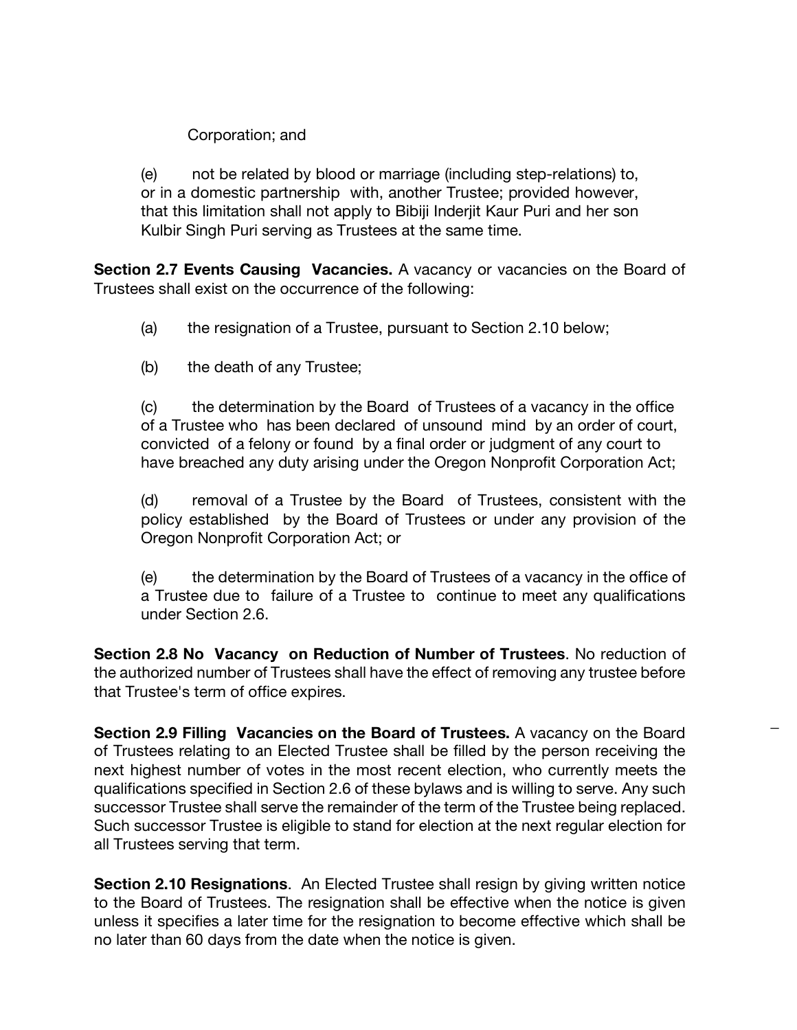Corporation; and

(e) not be related by blood or marriage (including step-relations) to, or in a domestic partnership with, another Trustee; provided however, that this limitation shall not apply to Bibiji Inderjit Kaur Puri and her son Kulbir Singh Puri serving as Trustees at the same time.

**Section 2.7 Events Causing Vacancies.** A vacancy or vacancies on the Board of Trustees shall exist on the occurrence of the following:

(a) the resignation of a Trustee, pursuant to Section 2.10 below;

(b) the death of any Trustee;

(c) the determination by the Board of Trustees of a vacancy in the office of a Trustee who has been declared of unsound mind by an order of court, convicted of a felony or found by a final order or judgment of any court to have breached any duty arising under the Oregon Nonprofit Corporation Act;

(d) removal of a Trustee by the Board of Trustees, consistent with the policy established by the Board of Trustees or under any provision of the Oregon Nonprofit Corporation Act; or

(e) the determination by the Board of Trustees of a vacancy in the office of a Trustee due to failure of a Trustee to continue to meet any qualifications under Section 2.6.

**Section 2.8 No Vacancy on Reduction of Number of Trustees**. No reduction of the authorized number of Trustees shall have the effect of removing any trustee before that Trustee's term of office expires.

**Section 2.9 Filling Vacancies on the Board of Trustees.** A vacancy on the Board of Trustees relating to an Elected Trustee shall be filled by the person receiving the next highest number of votes in the most recent election, who currently meets the qualifications specified in Section 2.6 of these bylaws and is willing to serve. Any such successor Trustee shall serve the remainder of the term of the Trustee being replaced. Such successor Trustee is eligible to stand for election at the next regular election for all Trustees serving that term.

**Section 2.10 Resignations**. An Elected Trustee shall resign by giving written notice to the Board of Trustees. The resignation shall be effective when the notice is given unless it specifies a later time for the resignation to become effective which shall be no later than 60 days from the date when the notice is given.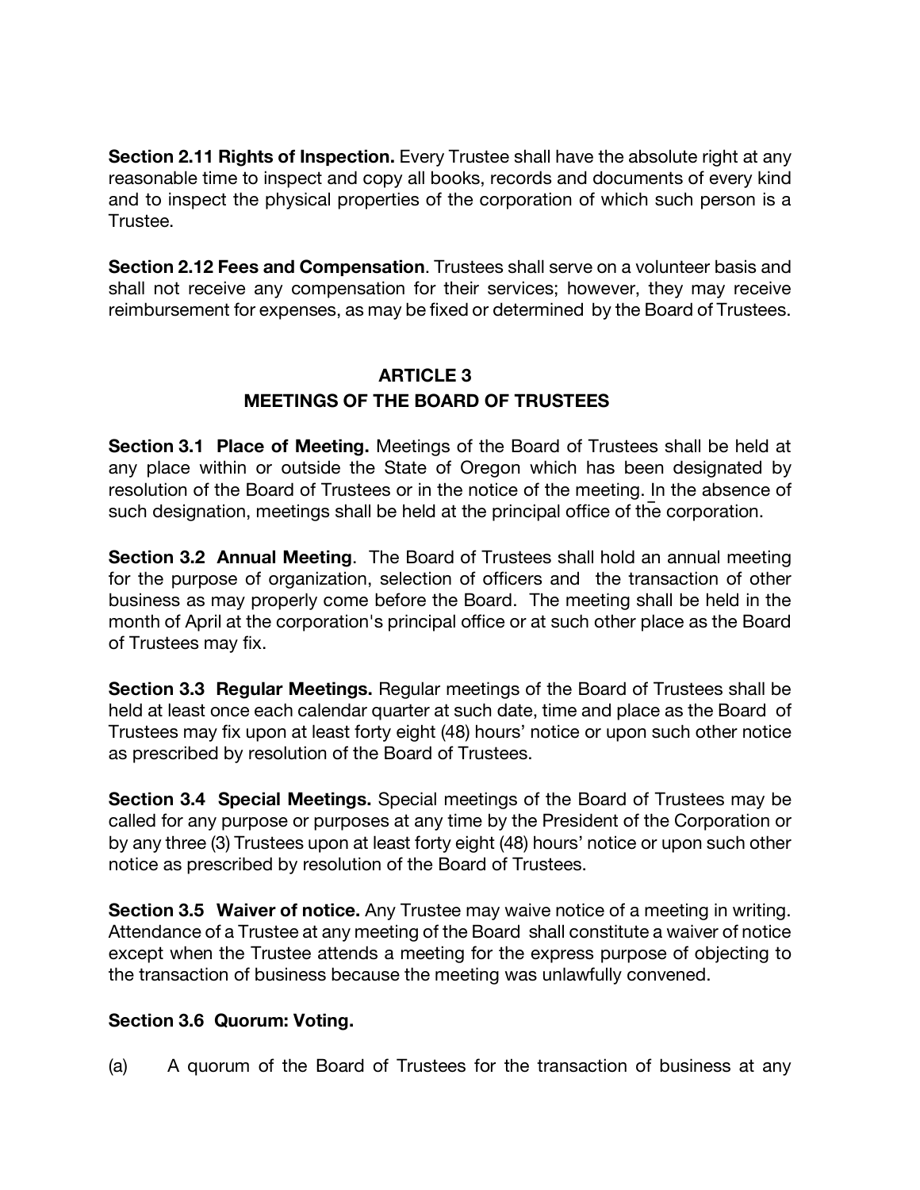**Section 2.11 Rights of Inspection.** Every Trustee shall have the absolute right at any reasonable time to inspect and copy all books, records and documents of every kind and to inspect the physical properties of the corporation of which such person is a Trustee.

**Section 2.12 Fees and Compensation**. Trustees shall serve on a volunteer basis and shall not receive any compensation for their services; however, they may receive reimbursement for expenses, as may be fixed or determined by the Board of Trustees.

## ARTICLE 3
## MEETINGS OF THE BOARD OF TRUSTEES

**Section 3.1 Place of Meeting.** Meetings of the Board of Trustees shall be held at any place within or outside the State of Oregon which has been designated by resolution of the Board of Trustees or in the notice of the meeting. In the absence of such designation, meetings shall be held at the principal office of the corporation.

**Section 3.2 Annual Meeting**. The Board of Trustees shall hold an annual meeting for the purpose of organization, selection of officers and the transaction of other business as may properly come before the Board. The meeting shall be held in the month of April at the corporation's principal office or at such other place as the Board of Trustees may fix.

**Section 3.3 Regular Meetings.** Regular meetings of the Board of Trustees shall be held at least once each calendar quarter at such date, time and place as the Board of Trustees may fix upon at least forty eight (48) hours' notice or upon such other notice as prescribed by resolution of the Board of Trustees.

**Section 3.4 Special Meetings.** Special meetings of the Board of Trustees may be called for any purpose or purposes at any time by the President of the Corporation or by any three (3) Trustees upon at least forty eight (48) hours' notice or upon such other notice as prescribed by resolution of the Board of Trustees.

**Section 3.5 Waiver of notice.** Any Trustee may waive notice of a meeting in writing. Attendance of a Trustee at any meeting of the Board shall constitute a waiver of notice except when the Trustee attends a meeting for the express purpose of objecting to the transaction of business because the meeting was unlawfully convened.

**Section 3.6 Quorum: Voting.**

(a) A quorum of the Board of Trustees for the transaction of business at any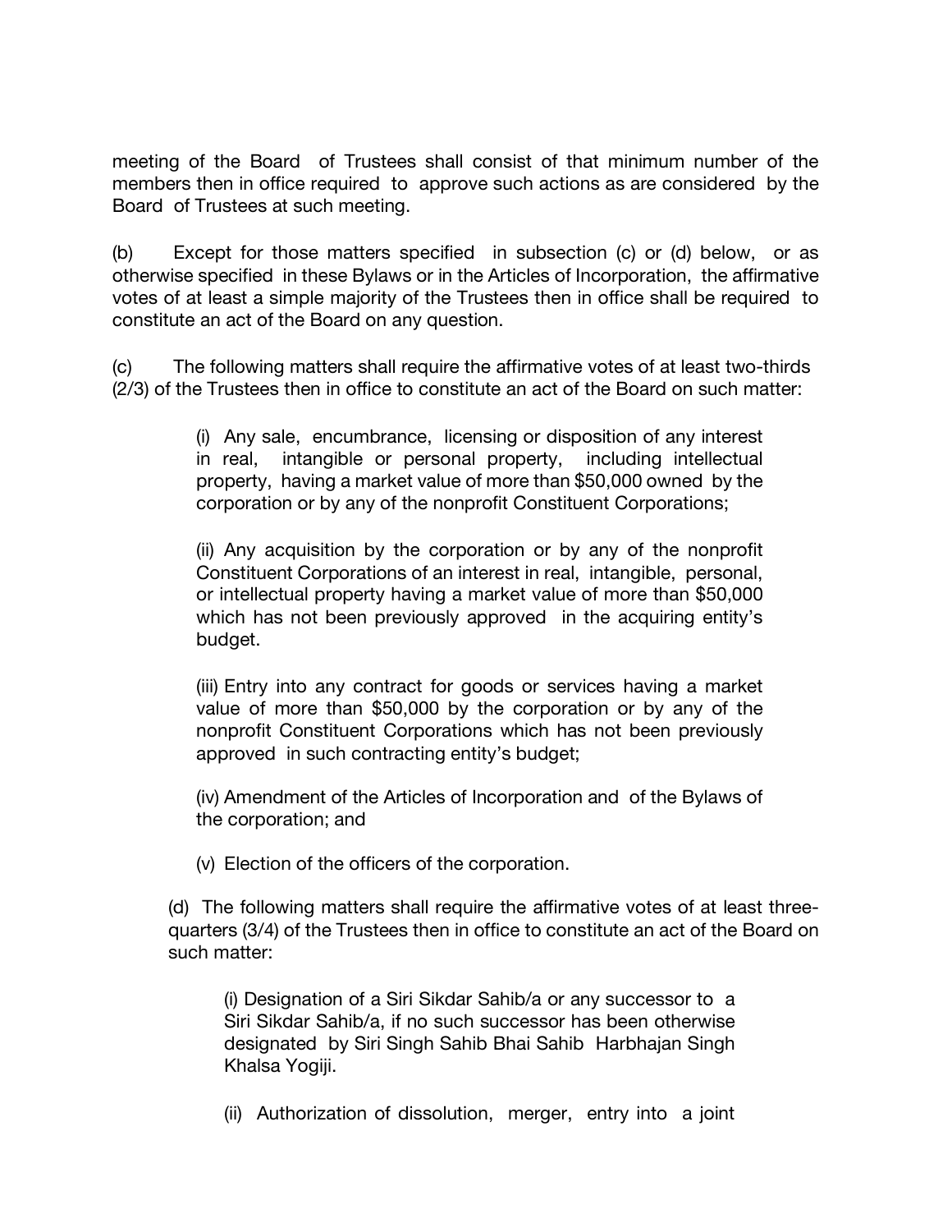meeting of the Board of Trustees shall consist of that minimum number of the members then in office required to approve such actions as are considered by the Board of Trustees at such meeting.

(b) Except for those matters specified in subsection (c) or (d) below, or as otherwise specified in these Bylaws or in the Articles of Incorporation, the affirmative votes of at least a simple majority of the Trustees then in office shall be required to constitute an act of the Board on any question.

(c) The following matters shall require the affirmative votes of at least two-thirds (2/3) of the Trustees then in office to constitute an act of the Board on such matter:

> (i) Any sale, encumbrance, licensing or disposition of any interest in real, intangible or personal property, including intellectual property, having a market value of more than $50,000 owned by the corporation or by any of the nonprofit Constituent Corporations;
>
> (ii) Any acquisition by the corporation or by any of the nonprofit Constituent Corporations of an interest in real, intangible, personal, or intellectual property having a market value of more than $50,000 which has not been previously approved in the acquiring entity's budget.
>
> (iii) Entry into any contract for goods or services having a market value of more than $50,000 by the corporation or by any of the nonprofit Constituent Corporations which has not been previously approved in such contracting entity's budget;
>
> (iv) Amendment of the Articles of Incorporation and of the Bylaws of the corporation; and
>
> (v) Election of the officers of the corporation.

(d) The following matters shall require the affirmative votes of at least three-quarters (3/4) of the Trustees then in office to constitute an act of the Board on such matter:

> (i) Designation of a Siri Sikdar Sahib/a or any successor to a Siri Sikdar Sahib/a, if no such successor has been otherwise designated by Siri Singh Sahib Bhai Sahib Harbhajan Singh Khalsa Yogiji.
>
> (ii) Authorization of dissolution, merger, entry into a joint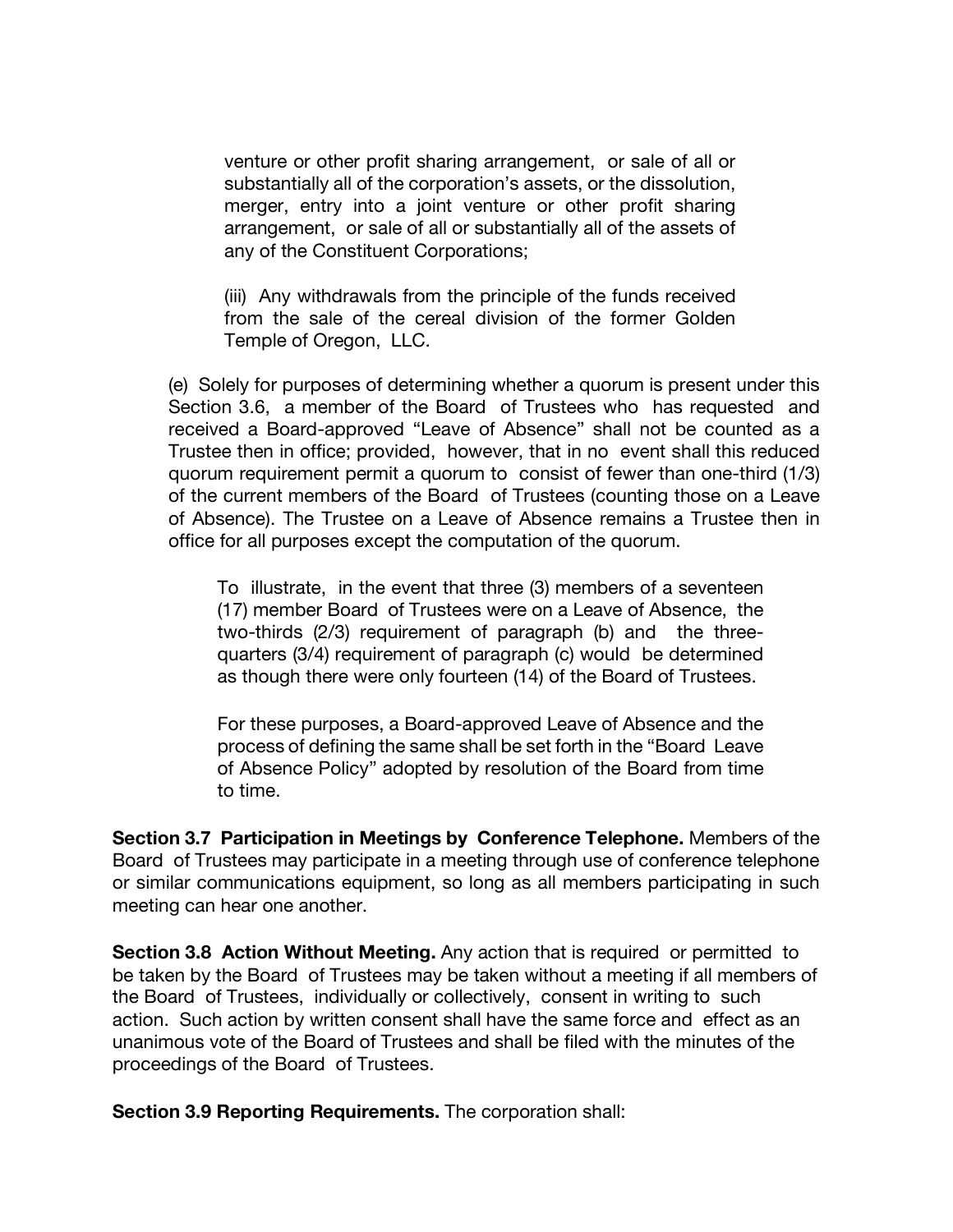venture or other profit sharing arrangement, or sale of all or substantially all of the corporation's assets, or the dissolution, merger, entry into a joint venture or other profit sharing arrangement, or sale of all or substantially all of the assets of any of the Constituent Corporations;

(iii) Any withdrawals from the principle of the funds received from the sale of the cereal division of the former Golden Temple of Oregon, LLC.

(e) Solely for purposes of determining whether a quorum is present under this Section 3.6, a member of the Board of Trustees who has requested and received a Board-approved "Leave of Absence" shall not be counted as a Trustee then in office; provided, however, that in no event shall this reduced quorum requirement permit a quorum to consist of fewer than one-third (1/3) of the current members of the Board of Trustees (counting those on a Leave of Absence). The Trustee on a Leave of Absence remains a Trustee then in office for all purposes except the computation of the quorum.

To illustrate, in the event that three (3) members of a seventeen (17) member Board of Trustees were on a Leave of Absence, the two-thirds (2/3) requirement of paragraph (b) and the three-quarters (3/4) requirement of paragraph (c) would be determined as though there were only fourteen (14) of the Board of Trustees.

For these purposes, a Board-approved Leave of Absence and the process of defining the same shall be set forth in the "Board Leave of Absence Policy" adopted by resolution of the Board from time to time.

**Section 3.7 Participation in Meetings by Conference Telephone.** Members of the Board of Trustees may participate in a meeting through use of conference telephone or similar communications equipment, so long as all members participating in such meeting can hear one another.

**Section 3.8 Action Without Meeting.** Any action that is required or permitted to be taken by the Board of Trustees may be taken without a meeting if all members of the Board of Trustees, individually or collectively, consent in writing to such action. Such action by written consent shall have the same force and effect as an unanimous vote of the Board of Trustees and shall be filed with the minutes of the proceedings of the Board of Trustees.

**Section 3.9 Reporting Requirements.** The corporation shall: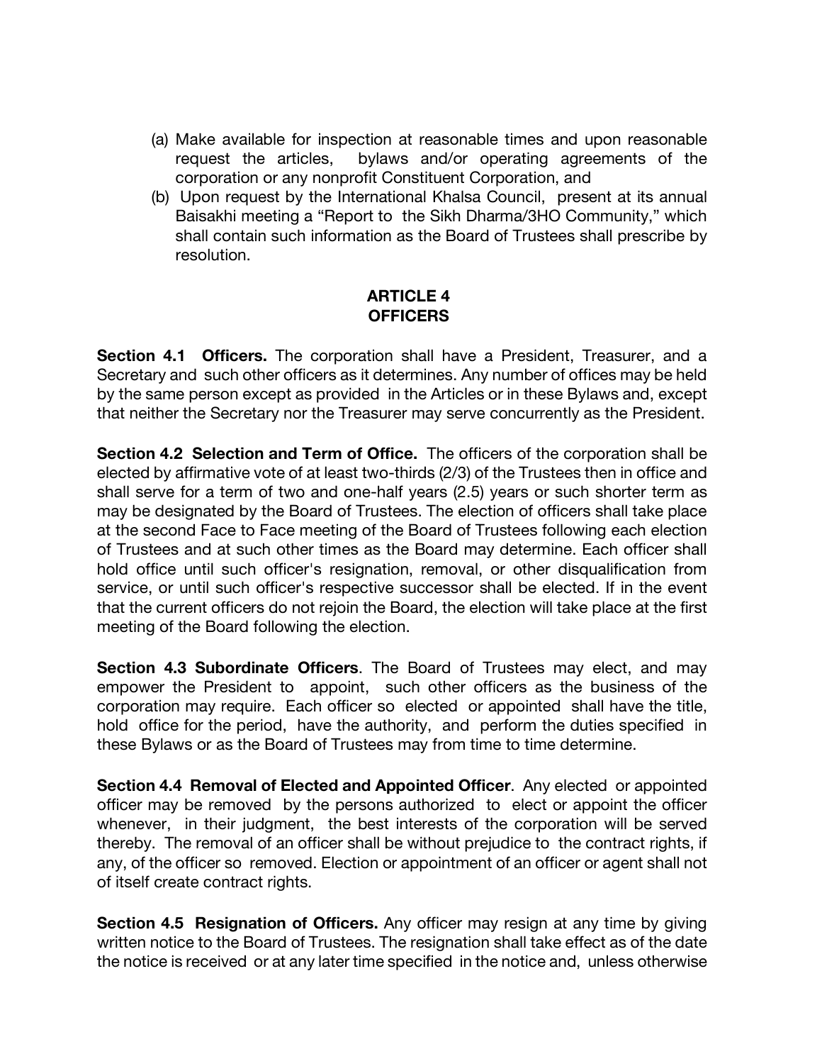(a) Make available for inspection at reasonable times and upon reasonable request the articles, bylaws and/or operating agreements of the corporation or any nonprofit Constituent Corporation, and

(b) Upon request by the International Khalsa Council, present at its annual Baisakhi meeting a "Report to the Sikh Dharma/3HO Community," which shall contain such information as the Board of Trustees shall prescribe by resolution.

## ARTICLE 4
## OFFICERS

**Section 4.1 Officers.** The corporation shall have a President, Treasurer, and a Secretary and such other officers as it determines. Any number of offices may be held by the same person except as provided in the Articles or in these Bylaws and, except that neither the Secretary nor the Treasurer may serve concurrently as the President.

**Section 4.2 Selection and Term of Office.** The officers of the corporation shall be elected by affirmative vote of at least two-thirds (2/3) of the Trustees then in office and shall serve for a term of two and one-half years (2.5) years or such shorter term as may be designated by the Board of Trustees. The election of officers shall take place at the second Face to Face meeting of the Board of Trustees following each election of Trustees and at such other times as the Board may determine. Each officer shall hold office until such officer's resignation, removal, or other disqualification from service, or until such officer's respective successor shall be elected. If in the event that the current officers do not rejoin the Board, the election will take place at the first meeting of the Board following the election.

**Section 4.3 Subordinate Officers**. The Board of Trustees may elect, and may empower the President to appoint, such other officers as the business of the corporation may require. Each officer so elected or appointed shall have the title, hold office for the period, have the authority, and perform the duties specified in these Bylaws or as the Board of Trustees may from time to time determine.

**Section 4.4 Removal of Elected and Appointed Officer**. Any elected or appointed officer may be removed by the persons authorized to elect or appoint the officer whenever, in their judgment, the best interests of the corporation will be served thereby. The removal of an officer shall be without prejudice to the contract rights, if any, of the officer so removed. Election or appointment of an officer or agent shall not of itself create contract rights.

**Section 4.5 Resignation of Officers.** Any officer may resign at any time by giving written notice to the Board of Trustees. The resignation shall take effect as of the date the notice is received or at any later time specified in the notice and, unless otherwise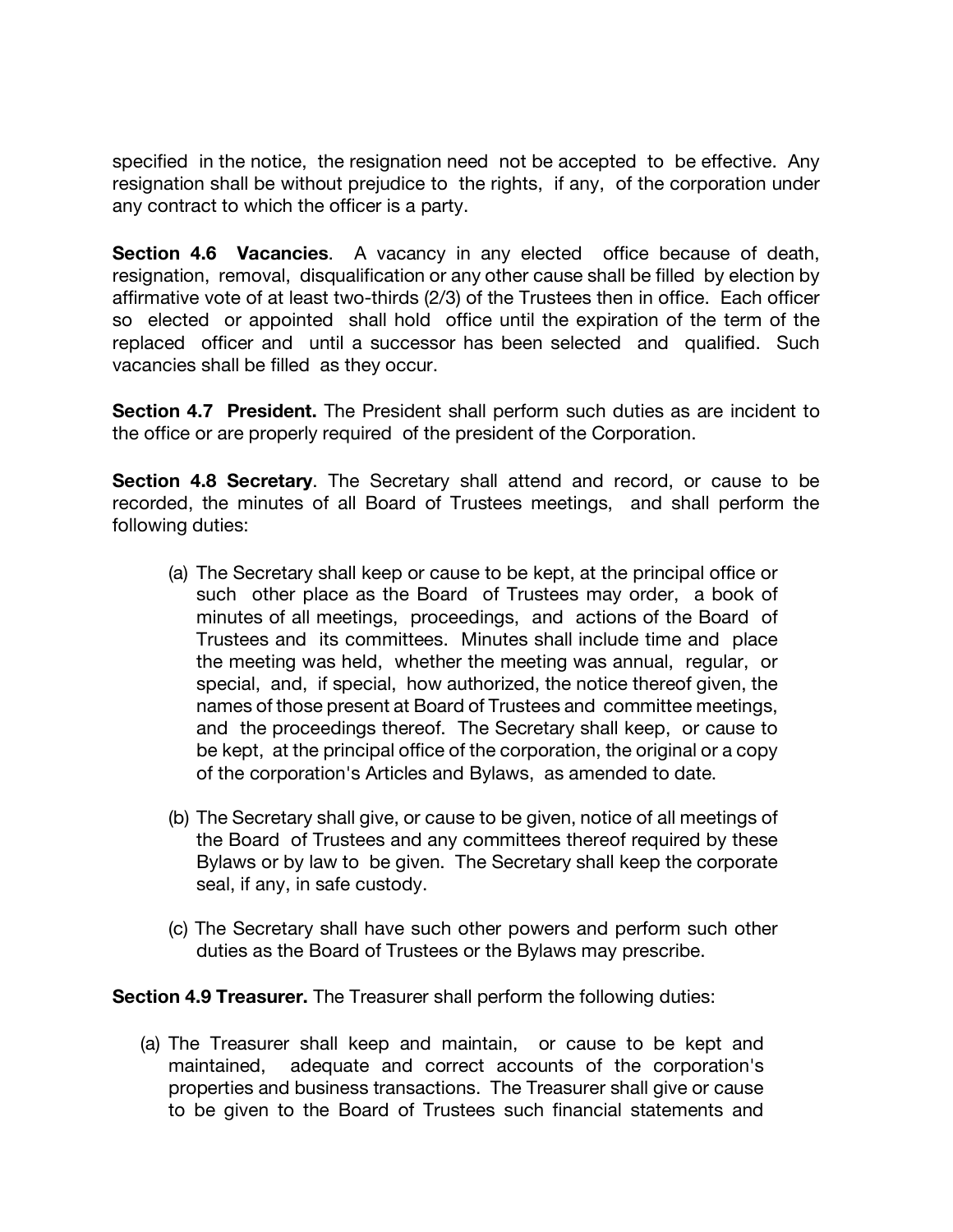specified in the notice, the resignation need not be accepted to be effective. Any resignation shall be without prejudice to the rights, if any, of the corporation under any contract to which the officer is a party.

**Section 4.6 Vacancies**. A vacancy in any elected office because of death, resignation, removal, disqualification or any other cause shall be filled by election by affirmative vote of at least two-thirds (2/3) of the Trustees then in office. Each officer so elected or appointed shall hold office until the expiration of the term of the replaced officer and until a successor has been selected and qualified. Such vacancies shall be filled as they occur.

**Section 4.7 President.** The President shall perform such duties as are incident to the office or are properly required of the president of the Corporation.

**Section 4.8 Secretary**. The Secretary shall attend and record, or cause to be recorded, the minutes of all Board of Trustees meetings, and shall perform the following duties:

(a) The Secretary shall keep or cause to be kept, at the principal office or such other place as the Board of Trustees may order, a book of minutes of all meetings, proceedings, and actions of the Board of Trustees and its committees. Minutes shall include time and place the meeting was held, whether the meeting was annual, regular, or special, and, if special, how authorized, the notice thereof given, the names of those present at Board of Trustees and committee meetings, and the proceedings thereof. The Secretary shall keep, or cause to be kept, at the principal office of the corporation, the original or a copy of the corporation's Articles and Bylaws, as amended to date.

(b) The Secretary shall give, or cause to be given, notice of all meetings of the Board of Trustees and any committees thereof required by these Bylaws or by law to be given. The Secretary shall keep the corporate seal, if any, in safe custody.

(c) The Secretary shall have such other powers and perform such other duties as the Board of Trustees or the Bylaws may prescribe.

**Section 4.9 Treasurer.** The Treasurer shall perform the following duties:

(a) The Treasurer shall keep and maintain, or cause to be kept and maintained, adequate and correct accounts of the corporation's properties and business transactions. The Treasurer shall give or cause to be given to the Board of Trustees such financial statements and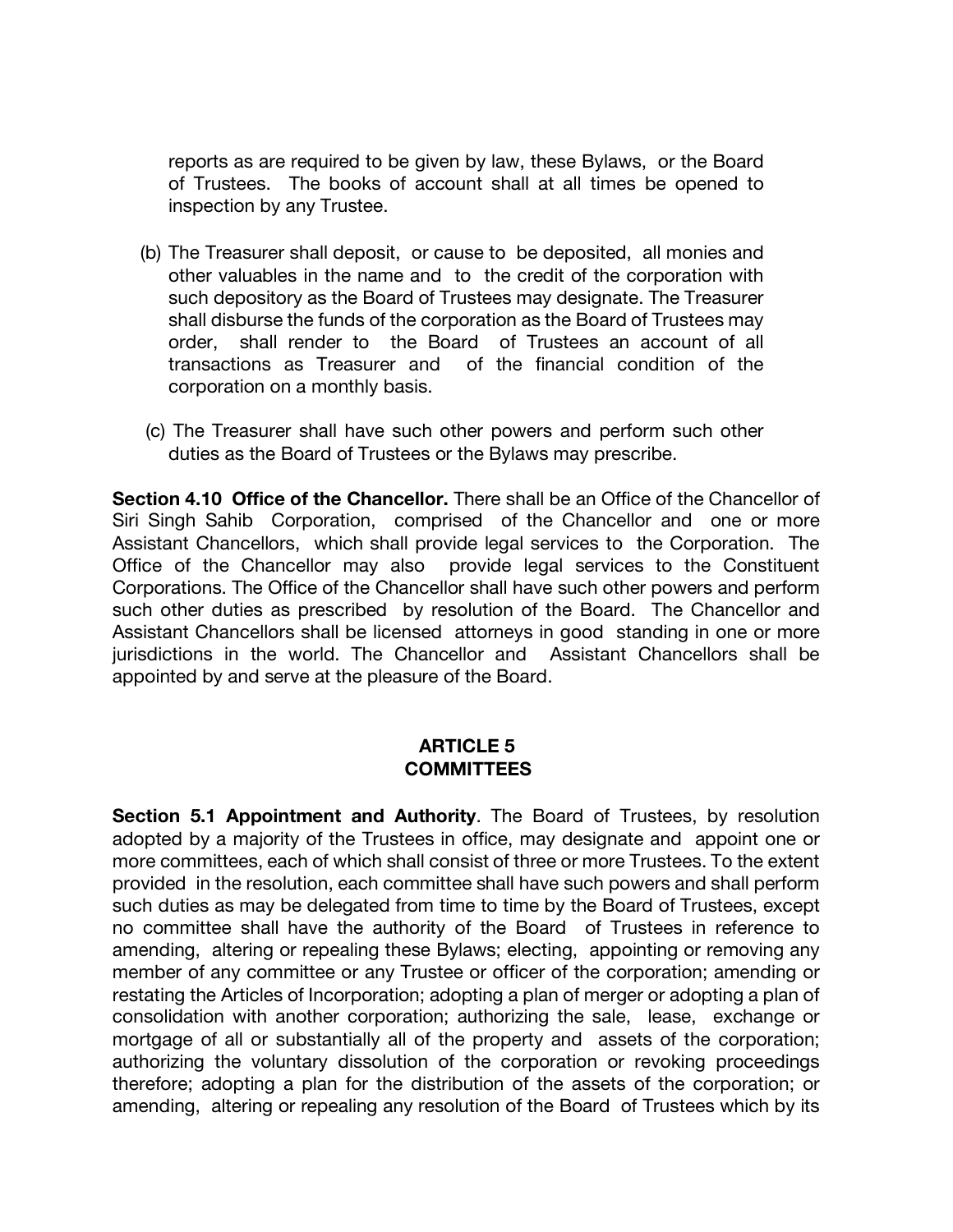reports as are required to be given by law, these Bylaws, or the Board of Trustees. The books of account shall at all times be opened to inspection by any Trustee.

(b) The Treasurer shall deposit, or cause to be deposited, all monies and other valuables in the name and to the credit of the corporation with such depository as the Board of Trustees may designate. The Treasurer shall disburse the funds of the corporation as the Board of Trustees may order, shall render to the Board of Trustees an account of all transactions as Treasurer and of the financial condition of the corporation on a monthly basis.

(c) The Treasurer shall have such other powers and perform such other duties as the Board of Trustees or the Bylaws may prescribe.

**Section 4.10 Office of the Chancellor.** There shall be an Office of the Chancellor of Siri Singh Sahib Corporation, comprised of the Chancellor and one or more Assistant Chancellors, which shall provide legal services to the Corporation. The Office of the Chancellor may also provide legal services to the Constituent Corporations. The Office of the Chancellor shall have such other powers and perform such other duties as prescribed by resolution of the Board. The Chancellor and Assistant Chancellors shall be licensed attorneys in good standing in one or more jurisdictions in the world. The Chancellor and Assistant Chancellors shall be appointed by and serve at the pleasure of the Board.

## ARTICLE 5
## COMMITTEES

**Section 5.1 Appointment and Authority**. The Board of Trustees, by resolution adopted by a majority of the Trustees in office, may designate and appoint one or more committees, each of which shall consist of three or more Trustees. To the extent provided in the resolution, each committee shall have such powers and shall perform such duties as may be delegated from time to time by the Board of Trustees, except no committee shall have the authority of the Board of Trustees in reference to amending, altering or repealing these Bylaws; electing, appointing or removing any member of any committee or any Trustee or officer of the corporation; amending or restating the Articles of Incorporation; adopting a plan of merger or adopting a plan of consolidation with another corporation; authorizing the sale, lease, exchange or mortgage of all or substantially all of the property and assets of the corporation; authorizing the voluntary dissolution of the corporation or revoking proceedings therefore; adopting a plan for the distribution of the assets of the corporation; or amending, altering or repealing any resolution of the Board of Trustees which by its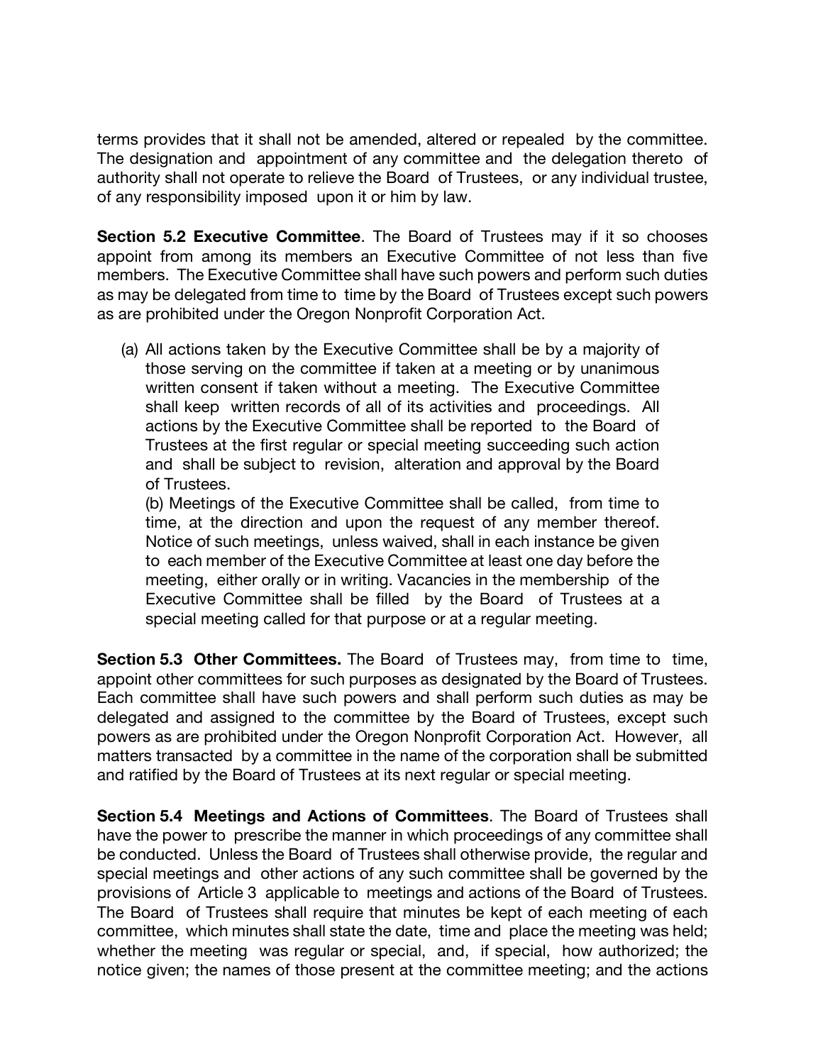terms provides that it shall not be amended, altered or repealed by the committee. The designation and appointment of any committee and the delegation thereto of authority shall not operate to relieve the Board of Trustees, or any individual trustee, of any responsibility imposed upon it or him by law.

**Section 5.2 Executive Committee**. The Board of Trustees may if it so chooses appoint from among its members an Executive Committee of not less than five members. The Executive Committee shall have such powers and perform such duties as may be delegated from time to time by the Board of Trustees except such powers as are prohibited under the Oregon Nonprofit Corporation Act.

(a) All actions taken by the Executive Committee shall be by a majority of those serving on the committee if taken at a meeting or by unanimous written consent if taken without a meeting. The Executive Committee shall keep written records of all of its activities and proceedings. All actions by the Executive Committee shall be reported to the Board of Trustees at the first regular or special meeting succeeding such action and shall be subject to revision, alteration and approval by the Board of Trustees.

(b) Meetings of the Executive Committee shall be called, from time to time, at the direction and upon the request of any member thereof. Notice of such meetings, unless waived, shall in each instance be given to each member of the Executive Committee at least one day before the meeting, either orally or in writing. Vacancies in the membership of the Executive Committee shall be filled by the Board of Trustees at a special meeting called for that purpose or at a regular meeting.

**Section 5.3 Other Committees.** The Board of Trustees may, from time to time, appoint other committees for such purposes as designated by the Board of Trustees. Each committee shall have such powers and shall perform such duties as may be delegated and assigned to the committee by the Board of Trustees, except such powers as are prohibited under the Oregon Nonprofit Corporation Act. However, all matters transacted by a committee in the name of the corporation shall be submitted and ratified by the Board of Trustees at its next regular or special meeting.

**Section 5.4 Meetings and Actions of Committees**. The Board of Trustees shall have the power to prescribe the manner in which proceedings of any committee shall be conducted. Unless the Board of Trustees shall otherwise provide, the regular and special meetings and other actions of any such committee shall be governed by the provisions of Article 3 applicable to meetings and actions of the Board of Trustees. The Board of Trustees shall require that minutes be kept of each meeting of each committee, which minutes shall state the date, time and place the meeting was held; whether the meeting was regular or special, and, if special, how authorized; the notice given; the names of those present at the committee meeting; and the actions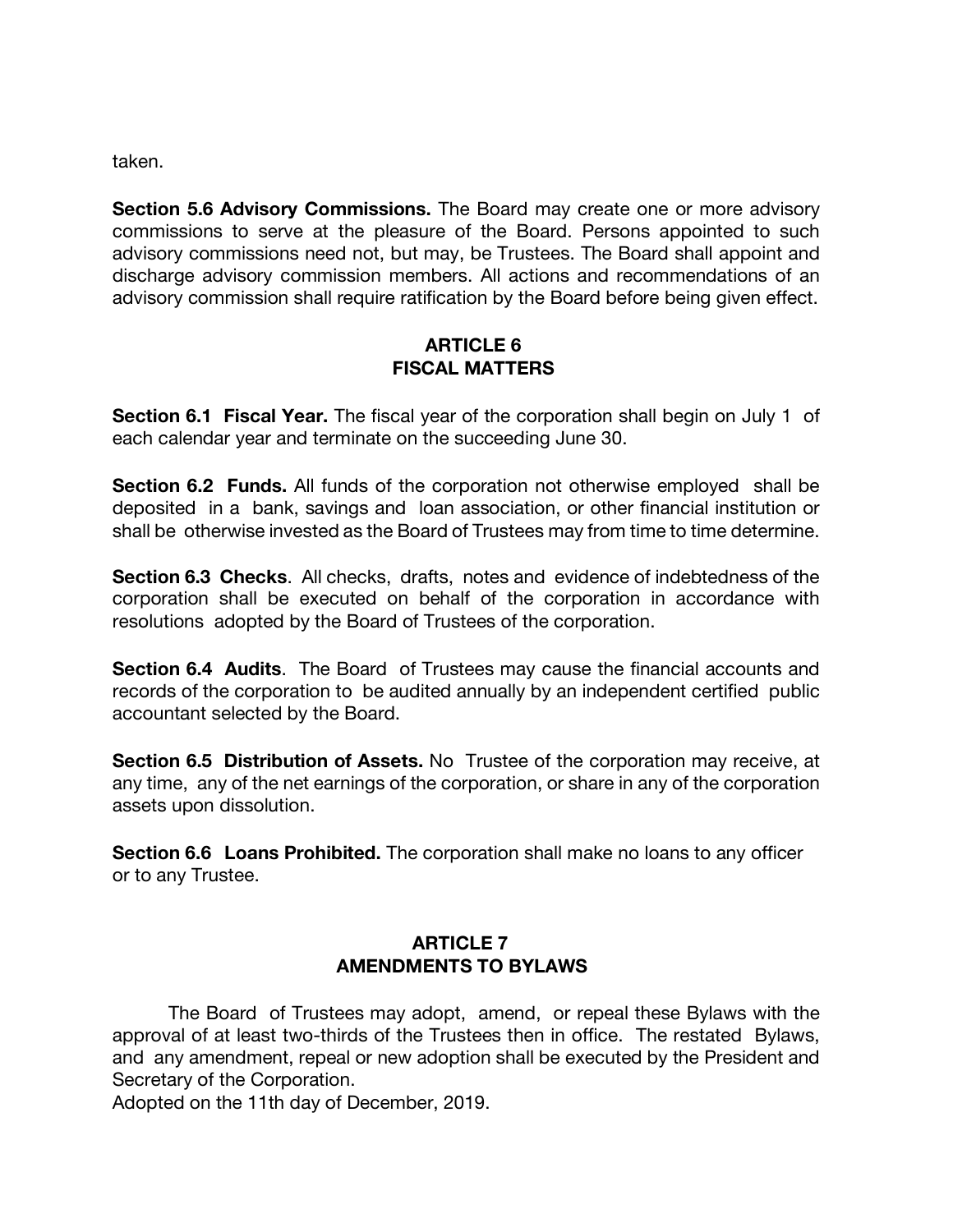taken.

**Section 5.6 Advisory Commissions.** The Board may create one or more advisory commissions to serve at the pleasure of the Board. Persons appointed to such advisory commissions need not, but may, be Trustees. The Board shall appoint and discharge advisory commission members. All actions and recommendations of an advisory commission shall require ratification by the Board before being given effect.

## ARTICLE 6
## FISCAL MATTERS

**Section 6.1 Fiscal Year.** The fiscal year of the corporation shall begin on July 1 of each calendar year and terminate on the succeeding June 30.

**Section 6.2 Funds.** All funds of the corporation not otherwise employed shall be deposited in a bank, savings and loan association, or other financial institution or shall be otherwise invested as the Board of Trustees may from time to time determine.

**Section 6.3 Checks**. All checks, drafts, notes and evidence of indebtedness of the corporation shall be executed on behalf of the corporation in accordance with resolutions adopted by the Board of Trustees of the corporation.

**Section 6.4 Audits**. The Board of Trustees may cause the financial accounts and records of the corporation to be audited annually by an independent certified public accountant selected by the Board.

**Section 6.5 Distribution of Assets.** No Trustee of the corporation may receive, at any time, any of the net earnings of the corporation, or share in any of the corporation assets upon dissolution.

**Section 6.6 Loans Prohibited.** The corporation shall make no loans to any officer or to any Trustee.

## ARTICLE 7
## AMENDMENTS TO BYLAWS

The Board of Trustees may adopt, amend, or repeal these Bylaws with the approval of at least two-thirds of the Trustees then in office. The restated Bylaws, and any amendment, repeal or new adoption shall be executed by the President and Secretary of the Corporation.

Adopted on the 11th day of December, 2019.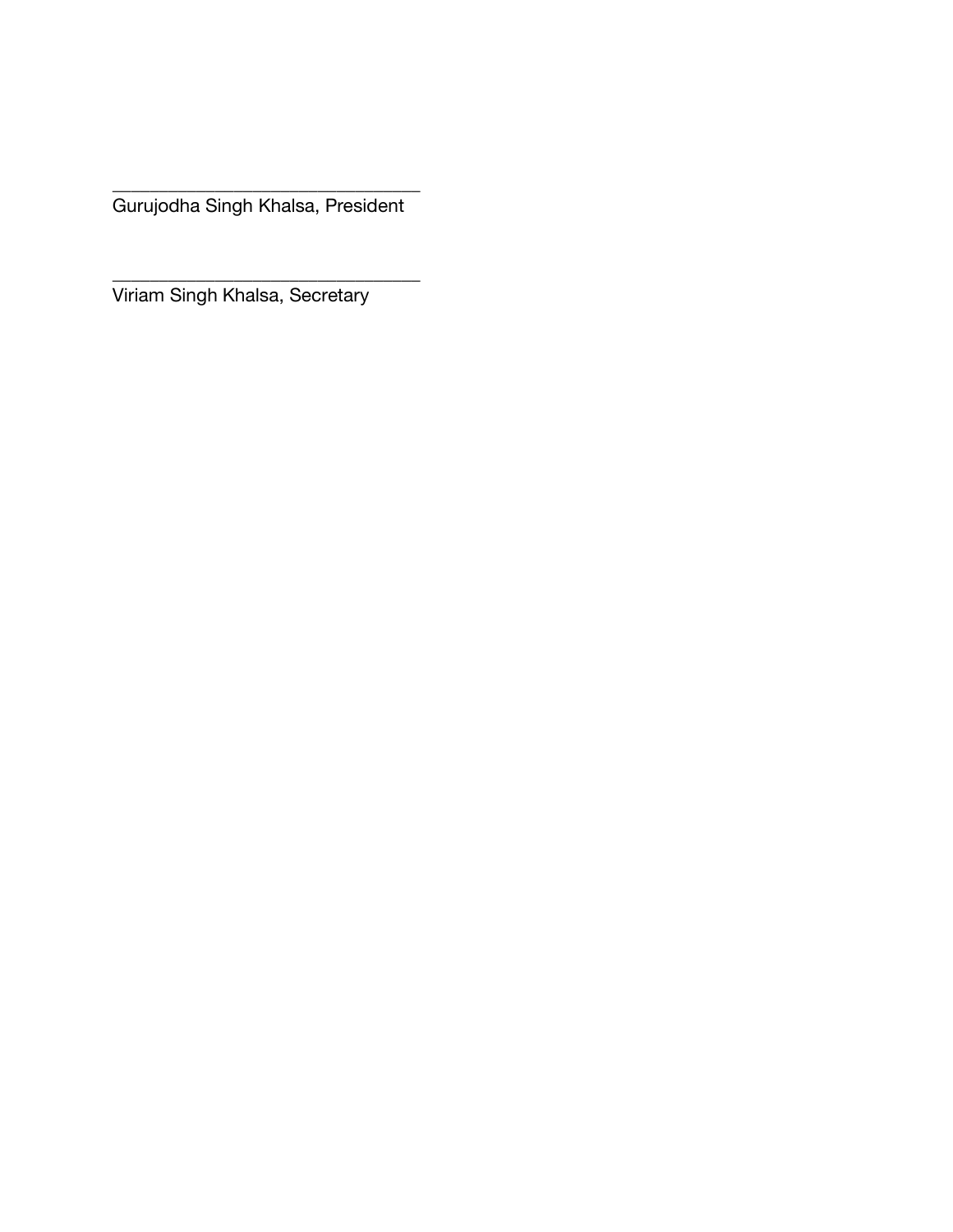_________________________________
Gurujodha Singh Khalsa, President

_________________________________
Viriam Singh Khalsa, Secretary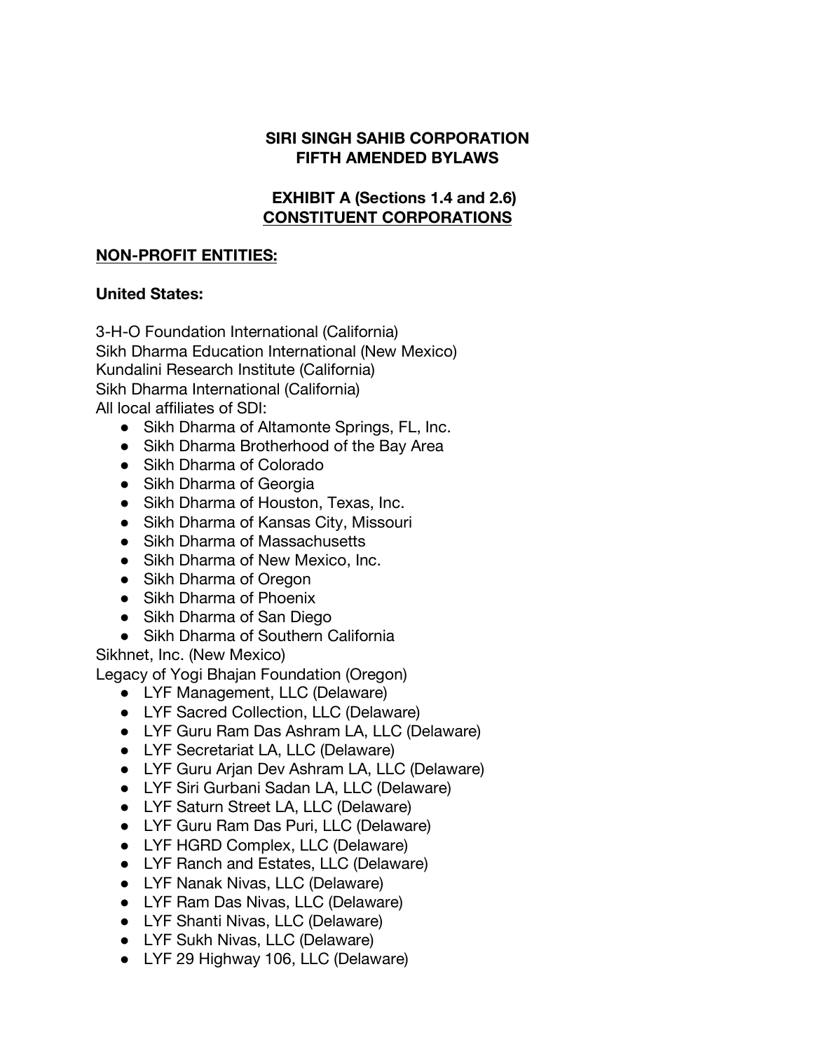**SIRI SINGH SAHIB CORPORATION**
**FIFTH AMENDED BYLAWS**

**EXHIBIT A (Sections 1.4 and 2.6)**
**<u>CONSTITUENT CORPORATIONS</u>**

**<u>NON-PROFIT ENTITIES:</u>**

**United States:**

3-H-O Foundation International (California)
Sikh Dharma Education International (New Mexico)
Kundalini Research Institute (California)
Sikh Dharma International (California)
All local affiliates of SDI:

- Sikh Dharma of Altamonte Springs, FL, Inc.
- Sikh Dharma Brotherhood of the Bay Area
- Sikh Dharma of Colorado
- Sikh Dharma of Georgia
- Sikh Dharma of Houston, Texas, Inc.
- Sikh Dharma of Kansas City, Missouri
- Sikh Dharma of Massachusetts
- Sikh Dharma of New Mexico, Inc.
- Sikh Dharma of Oregon
- Sikh Dharma of Phoenix
- Sikh Dharma of San Diego
- Sikh Dharma of Southern California

Sikhnet, Inc. (New Mexico)
Legacy of Yogi Bhajan Foundation (Oregon)

- LYF Management, LLC (Delaware)
- LYF Sacred Collection, LLC (Delaware)
- LYF Guru Ram Das Ashram LA, LLC (Delaware)
- LYF Secretariat LA, LLC (Delaware)
- LYF Guru Arjan Dev Ashram LA, LLC (Delaware)
- LYF Siri Gurbani Sadan LA, LLC (Delaware)
- LYF Saturn Street LA, LLC (Delaware)
- LYF Guru Ram Das Puri, LLC (Delaware)
- LYF HGRD Complex, LLC (Delaware)
- LYF Ranch and Estates, LLC (Delaware)
- LYF Nanak Nivas, LLC (Delaware)
- LYF Ram Das Nivas, LLC (Delaware)
- LYF Shanti Nivas, LLC (Delaware)
- LYF Sukh Nivas, LLC (Delaware)
- LYF 29 Highway 106, LLC (Delaware)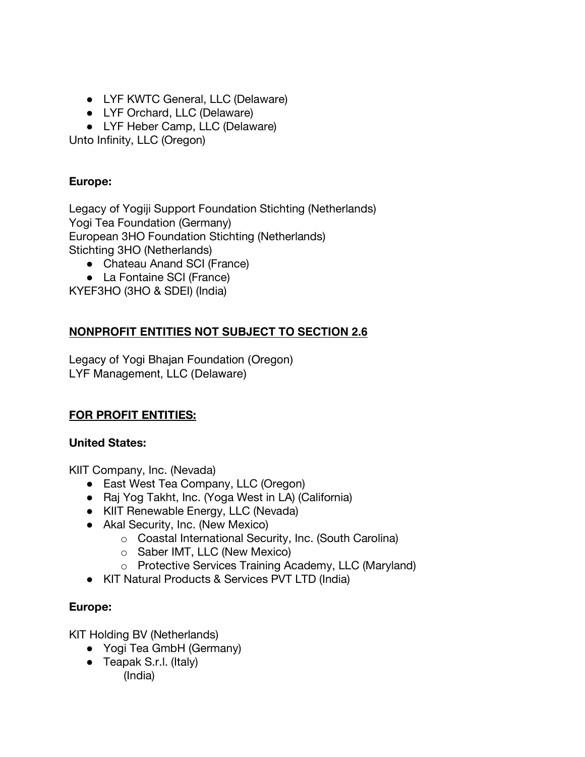- LYF KWTC General, LLC (Delaware)
- LYF Orchard, LLC (Delaware)
- LYF Heber Camp, LLC (Delaware)

Unto Infinity, LLC (Oregon)

**Europe:**

Legacy of Yogiji Support Foundation Stichting (Netherlands)
Yogi Tea Foundation (Germany)
European 3HO Foundation Stichting (Netherlands)
Stichting 3HO (Netherlands)

- Chateau Anand SCI (France)
- La Fontaine SCI (France)

KYEF3HO (3HO & SDEI) (India)

**<u>NONPROFIT ENTITIES NOT SUBJECT TO SECTION 2.6</u>**

Legacy of Yogi Bhajan Foundation (Oregon)
LYF Management, LLC (Delaware)

**<u>FOR PROFIT ENTITIES:</u>**

**United States:**

KIIT Company, Inc. (Nevada)

- East West Tea Company, LLC (Oregon)
- Raj Yog Takht, Inc. (Yoga West in LA) (California)
- KIIT Renewable Energy, LLC (Nevada)
- Akal Security, Inc. (New Mexico)
  - Coastal International Security, Inc. (South Carolina)
  - Saber IMT, LLC (New Mexico)
  - Protective Services Training Academy, LLC (Maryland)
- KIT Natural Products & Services PVT LTD (India)

**Europe:**

KIT Holding BV (Netherlands)

- Yogi Tea GmbH (Germany)
- Teapak S.r.l. (Italy)
  (India)